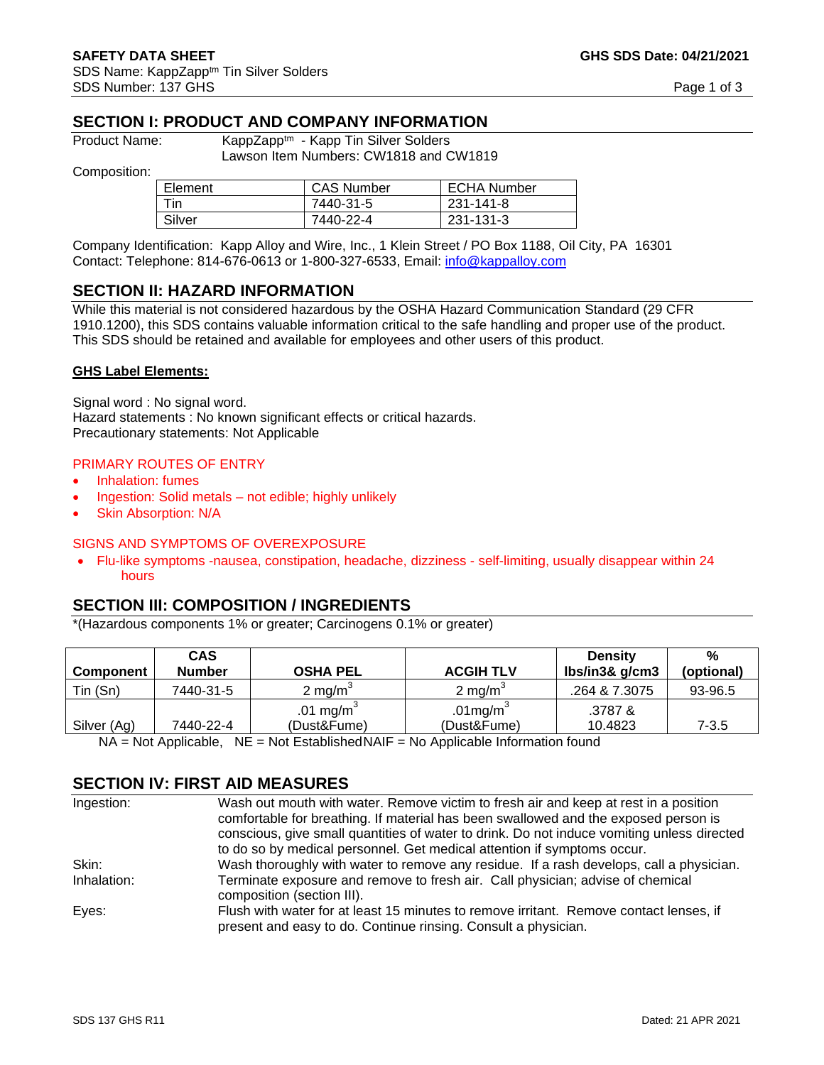**SAFETY DATA SHEET** **GHS SDS Date: 04/21/2021**
SDS Name: KappZapp[tm] Tin Silver Solders
SDS Number: 137 GHS

## SECTION I: PRODUCT AND COMPANY INFORMATION

Product Name: KappZapp[tm] - Kapp Tin Silver Solders
Lawson Item Numbers: CW1818 and CW1819

Composition:

| Element | CAS Number | ECHA Number |
|---|---|---|
| Tin | 7440-31-5 | 231-141-8 |
| Silver | 7440-22-4 | 231-131-3 |

Company Identification: Kapp Alloy and Wire, Inc., 1 Klein Street / PO Box 1188, Oil City, PA 16301
Contact: Telephone: 814-676-0613 or 1-800-327-6533, Email: info@kappalloy.com

## SECTION II: HAZARD INFORMATION

While this material is not considered hazardous by the OSHA Hazard Communication Standard (29 CFR 1910.1200), this SDS contains valuable information critical to the safe handling and proper use of the product. This SDS should be retained and available for employees and other users of this product.

**GHS Label Elements:**

Signal word : No signal word.
Hazard statements : No known significant effects or critical hazards.
Precautionary statements: Not Applicable

PRIMARY ROUTES OF ENTRY

- Inhalation: fumes
- Ingestion: Solid metals – not edible; highly unlikely
- Skin Absorption: N/A

SIGNS AND SYMPTOMS OF OVEREXPOSURE

- Flu-like symptoms -nausea, constipation, headache, dizziness - self-limiting, usually disappear within 24 hours

## SECTION III: COMPOSITION / INGREDIENTS

*(Hazardous components 1% or greater; Carcinogens 0.1% or greater)

| Component | CAS Number | OSHA PEL | ACGIH TLV | Density lbs/in3& g/cm3 | % (optional) |
|---|---|---|---|---|---|
| Tin (Sn) | 7440-31-5 | 2 mg/m$^3$ | 2 mg/m$^3$ | .264 & 7.3075 | 93-96.5 |
| Silver (Ag) | 7440-22-4 | .01 mg/m$^3$ (Dust&Fume) | .01mg/m$^3$ (Dust&Fume) | .3787 & 10.4823 | 7-3.5 |

NA = Not Applicable, NE = Not Established NAIF = No Applicable Information found

## SECTION IV: FIRST AID MEASURES

| | |
|---|---|
| Ingestion: | Wash out mouth with water. Remove victim to fresh air and keep at rest in a position comfortable for breathing. If material has been swallowed and the exposed person is conscious, give small quantities of water to drink. Do not induce vomiting unless directed to do so by medical personnel. Get medical attention if symptoms occur. |
| Skin: | Wash thoroughly with water to remove any residue. If a rash develops, call a physician. |
| Inhalation: | Terminate exposure and remove to fresh air. Call physician; advise of chemical composition (section III). |
| Eyes: | Flush with water for at least 15 minutes to remove irritant. Remove contact lenses, if present and easy to do. Continue rinsing. Consult a physician. |

SDS 137 GHS R11 Dated: 21 APR 2021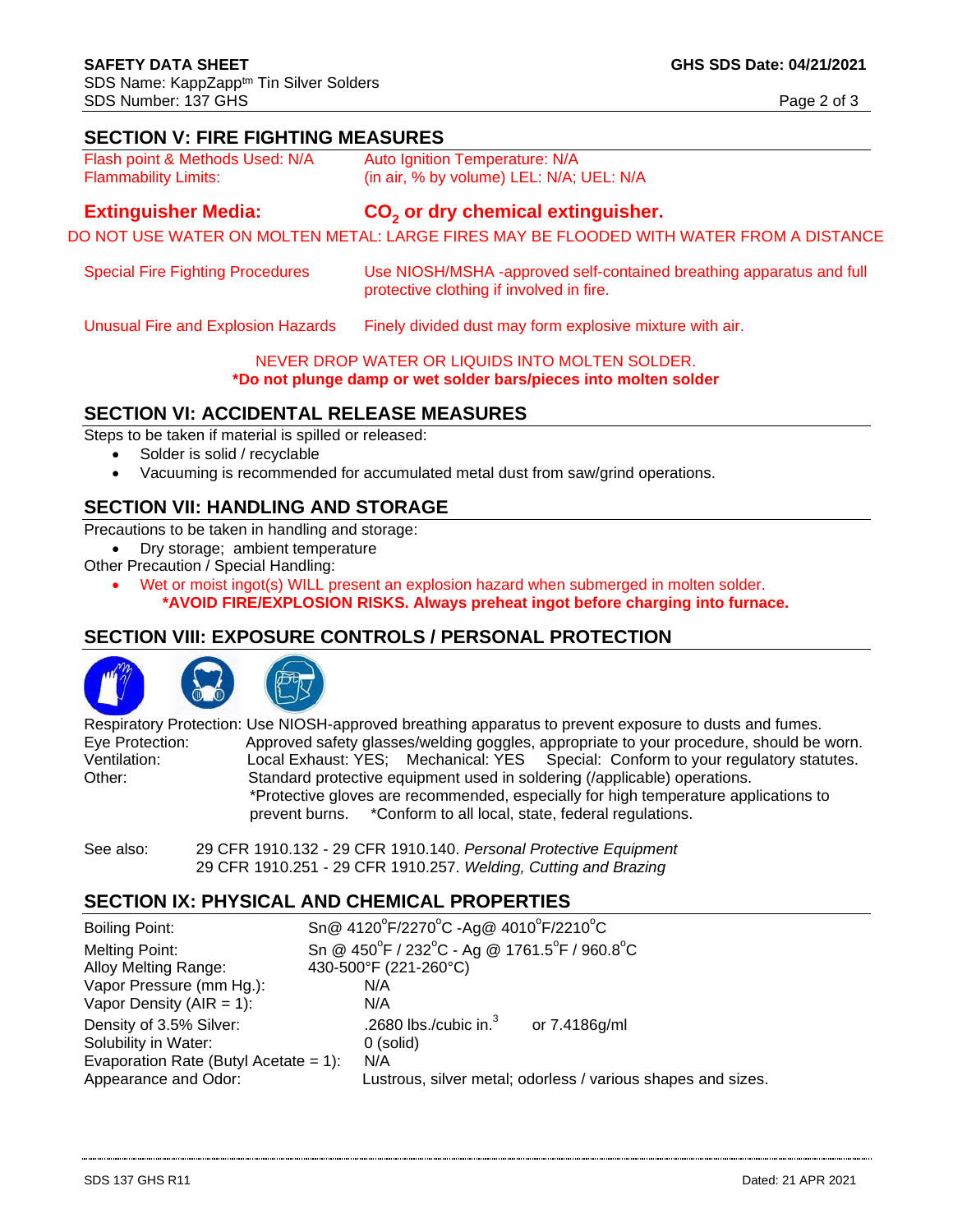## SECTION V: FIRE FIGHTING MEASURES

| | |
|---|---|
| Flash point & Methods Used: N/A | Auto Ignition Temperature: N/A |
| Flammability Limits: | (in air, % by volume) LEL: N/A; UEL: N/A |

**Extinguisher Media:** **$CO_2$ or dry chemical extinguisher.**

DO NOT USE WATER ON MOLTEN METAL: LARGE FIRES MAY BE FLOODED WITH WATER FROM A DISTANCE

| | |
|---|---|
| Special Fire Fighting Procedures | Use NIOSH/MSHA -approved self-contained breathing apparatus and full protective clothing if involved in fire. |
| Unusual Fire and Explosion Hazards | Finely divided dust may form explosive mixture with air. |

NEVER DROP WATER OR LIQUIDS INTO MOLTEN SOLDER.

**\*Do not plunge damp or wet solder bars/pieces into molten solder**

## SECTION VI: ACCIDENTAL RELEASE MEASURES

Steps to be taken if material is spilled or released:

- Solder is solid / recyclable
- Vacuuming is recommended for accumulated metal dust from saw/grind operations.

## SECTION VII: HANDLING AND STORAGE

Precautions to be taken in handling and storage:

- Dry storage; ambient temperature

Other Precaution / Special Handling:

- Wet or moist ingot(s) WILL present an explosion hazard when submerged in molten solder.
  **\*AVOID FIRE/EXPLOSION RISKS. Always preheat ingot before charging into furnace.**

## SECTION VIII: EXPOSURE CONTROLS / PERSONAL PROTECTION

Respiratory Protection: Use NIOSH-approved breathing apparatus to prevent exposure to dusts and fumes.

Eye Protection: Approved safety glasses/welding goggles, appropriate to your procedure, should be worn.

Ventilation: Local Exhaust: YES; Mechanical: YES Special: Conform to your regulatory statutes.

Other: Standard protective equipment used in soldering (/applicable) operations.
*Protective gloves are recommended, especially for high temperature applications to prevent burns. *Conform to all local, state, federal regulations.

See also: 29 CFR 1910.132 - 29 CFR 1910.140. *Personal Protective Equipment*
29 CFR 1910.251 - 29 CFR 1910.257. *Welding, Cutting and Brazing*

## SECTION IX: PHYSICAL AND CHEMICAL PROPERTIES

| | |
|---|---|
| Boiling Point: | Sn@ 4120°F/2270°C -Ag@ 4010°F/2210°C |
| Melting Point: | Sn @ 450°F / 232°C - Ag @ 1761.5°F / 960.8°C |
| Alloy Melting Range: | 430-500°F (221-260°C) |
| Vapor Pressure (mm Hg.): | N/A |
| Vapor Density (AIR = 1): | N/A |
| Density of 3.5% Silver: | .2680 lbs./cubic in.$^3$ or 7.4186g/ml |
| Solubility in Water: | 0 (solid) |
| Evaporation Rate (Butyl Acetate = 1): | N/A |
| Appearance and Odor: | Lustrous, silver metal; odorless / various shapes and sizes. |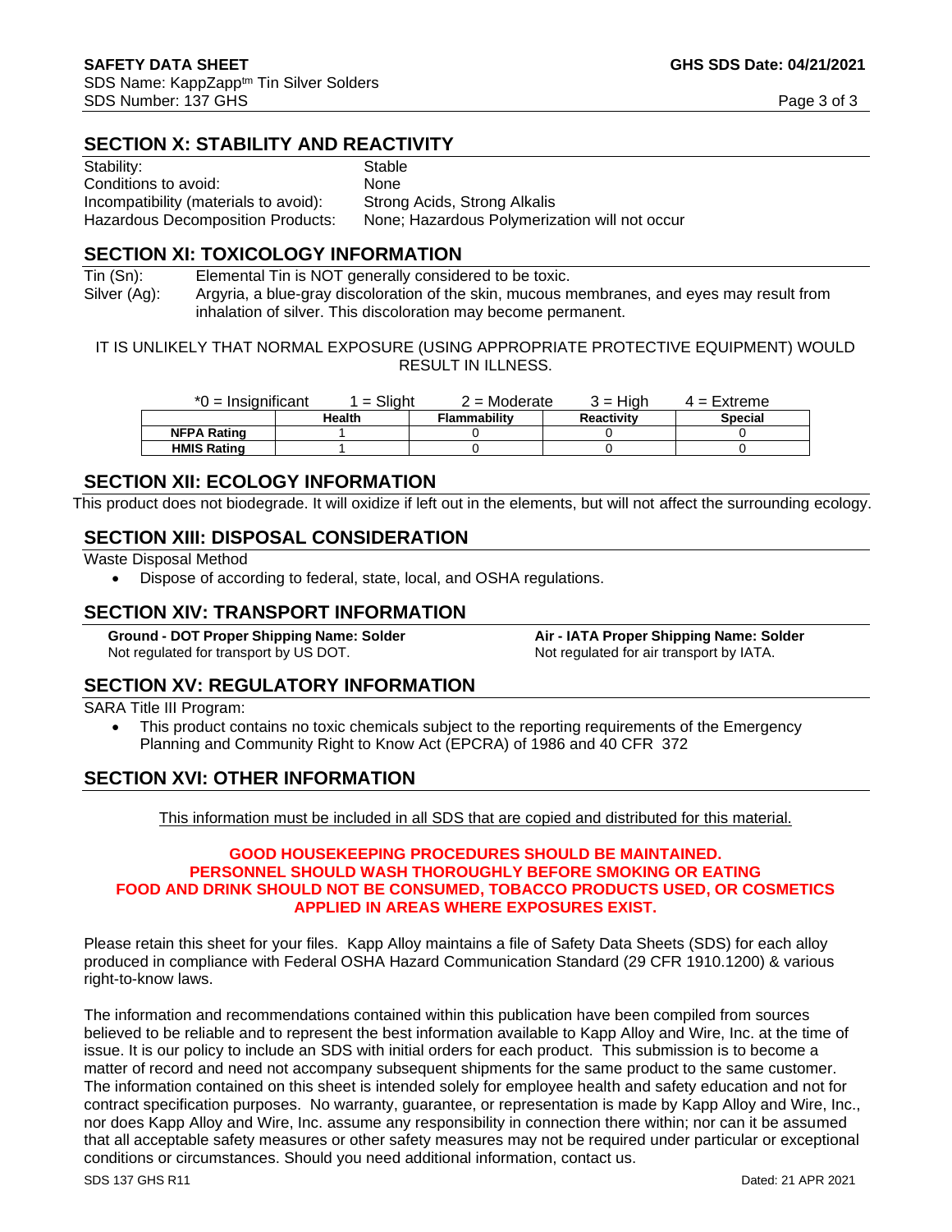## SECTION X: STABILITY AND REACTIVITY

| | |
|---|---|
| Stability: | Stable |
| Conditions to avoid: | None |
| Incompatibility (materials to avoid): | Strong Acids, Strong Alkalis |
| Hazardous Decomposition Products: | None; Hazardous Polymerization will not occur |

## SECTION XI: TOXICOLOGY INFORMATION

| | |
|---|---|
| Tin (Sn): | Elemental Tin is NOT generally considered to be toxic. |
| Silver (Ag): | Argyria, a blue-gray discoloration of the skin, mucous membranes, and eyes may result from inhalation of silver. This discoloration may become permanent. |

IT IS UNLIKELY THAT NORMAL EXPOSURE (USING APPROPRIATE PROTECTIVE EQUIPMENT) WOULD RESULT IN ILLNESS.

*0 = Insignificant 1 = Slight 2 = Moderate 3 = High 4 = Extreme

| | Health | Flammability | Reactivity | Special |
|---|---|---|---|---|
| NFPA Rating | 1 | 0 | 0 | 0 |
| HMIS Rating | 1 | 0 | 0 | 0 |

## SECTION XII: ECOLOGY INFORMATION

This product does not biodegrade. It will oxidize if left out in the elements, but will not affect the surrounding ecology.

## SECTION XIII: DISPOSAL CONSIDERATION

Waste Disposal Method

- Dispose of according to federal, state, local, and OSHA regulations.

## SECTION XIV: TRANSPORT INFORMATION

**Ground - DOT Proper Shipping Name: Solder**
Not regulated for transport by US DOT.

**Air - IATA Proper Shipping Name: Solder**
Not regulated for air transport by IATA.

## SECTION XV: REGULATORY INFORMATION

SARA Title III Program:

- This product contains no toxic chemicals subject to the reporting requirements of the Emergency Planning and Community Right to Know Act (EPCRA) of 1986 and 40 CFR 372

## SECTION XVI: OTHER INFORMATION

This information must be included in all SDS that are copied and distributed for this material.

**GOOD HOUSEKEEPING PROCEDURES SHOULD BE MAINTAINED.
PERSONNEL SHOULD WASH THOROUGHLY BEFORE SMOKING OR EATING
FOOD AND DRINK SHOULD NOT BE CONSUMED, TOBACCO PRODUCTS USED, OR COSMETICS APPLIED IN AREAS WHERE EXPOSURES EXIST.**

Please retain this sheet for your files. Kapp Alloy maintains a file of Safety Data Sheets (SDS) for each alloy produced in compliance with Federal OSHA Hazard Communication Standard (29 CFR 1910.1200) & various right-to-know laws.

The information and recommendations contained within this publication have been compiled from sources believed to be reliable and to represent the best information available to Kapp Alloy and Wire, Inc. at the time of issue. It is our policy to include an SDS with initial orders for each product. This submission is to become a matter of record and need not accompany subsequent shipments for the same product to the same customer. The information contained on this sheet is intended solely for employee health and safety education and not for contract specification purposes. No warranty, guarantee, or representation is made by Kapp Alloy and Wire, Inc., nor does Kapp Alloy and Wire, Inc. assume any responsibility in connection there within; nor can it be assumed that all acceptable safety measures or other safety measures may not be required under particular or exceptional conditions or circumstances. Should you need additional information, contact us.